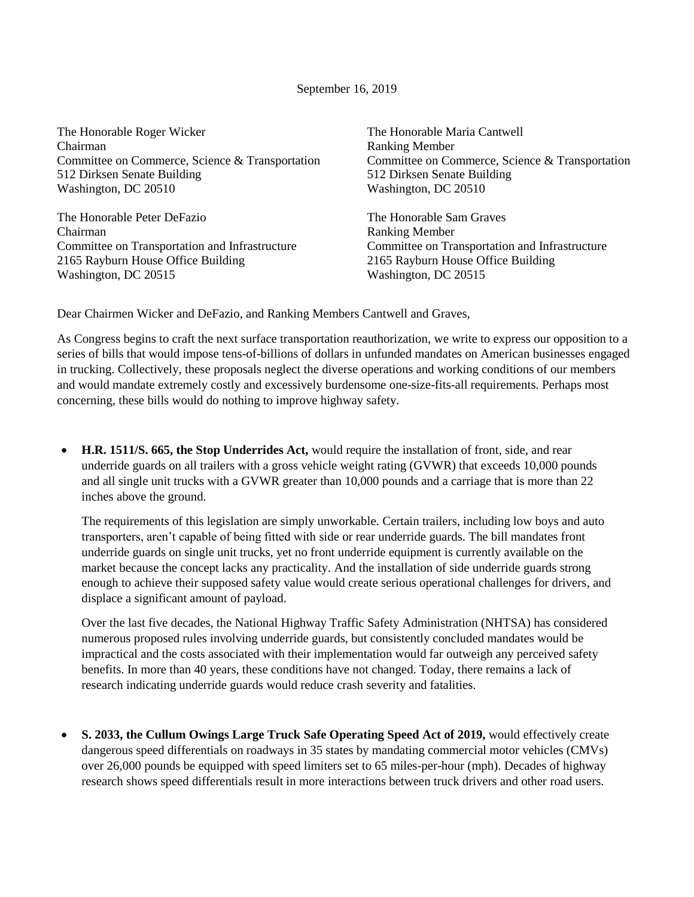September 16, 2019

The Honorable Roger Wicker
Chairman
Committee on Commerce, Science & Transportation
512 Dirksen Senate Building
Washington, DC 20510

The Honorable Maria Cantwell
Ranking Member
Committee on Commerce, Science & Transportation
512 Dirksen Senate Building
Washington, DC 20510

The Honorable Peter DeFazio
Chairman
Committee on Transportation and Infrastructure
2165 Rayburn House Office Building
Washington, DC 20515

The Honorable Sam Graves
Ranking Member
Committee on Transportation and Infrastructure
2165 Rayburn House Office Building
Washington, DC 20515

Dear Chairmen Wicker and DeFazio, and Ranking Members Cantwell and Graves,

As Congress begins to craft the next surface transportation reauthorization, we write to express our opposition to a series of bills that would impose tens-of-billions of dollars in unfunded mandates on American businesses engaged in trucking. Collectively, these proposals neglect the diverse operations and working conditions of our members and would mandate extremely costly and excessively burdensome one-size-fits-all requirements. Perhaps most concerning, these bills would do nothing to improve highway safety.

- **H.R. 1511/S. 665, the Stop Underrides Act,** would require the installation of front, side, and rear underride guards on all trailers with a gross vehicle weight rating (GVWR) that exceeds 10,000 pounds and all single unit trucks with a GVWR greater than 10,000 pounds and a carriage that is more than 22 inches above the ground.

  The requirements of this legislation are simply unworkable. Certain trailers, including low boys and auto transporters, aren't capable of being fitted with side or rear underride guards. The bill mandates front underride guards on single unit trucks, yet no front underride equipment is currently available on the market because the concept lacks any practicality. And the installation of side underride guards strong enough to achieve their supposed safety value would create serious operational challenges for drivers, and displace a significant amount of payload.

  Over the last five decades, the National Highway Traffic Safety Administration (NHTSA) has considered numerous proposed rules involving underride guards, but consistently concluded mandates would be impractical and the costs associated with their implementation would far outweigh any perceived safety benefits. In more than 40 years, these conditions have not changed. Today, there remains a lack of research indicating underride guards would reduce crash severity and fatalities.

- **S. 2033, the Cullum Owings Large Truck Safe Operating Speed Act of 2019,** would effectively create dangerous speed differentials on roadways in 35 states by mandating commercial motor vehicles (CMVs) over 26,000 pounds be equipped with speed limiters set to 65 miles-per-hour (mph). Decades of highway research shows speed differentials result in more interactions between truck drivers and other road users.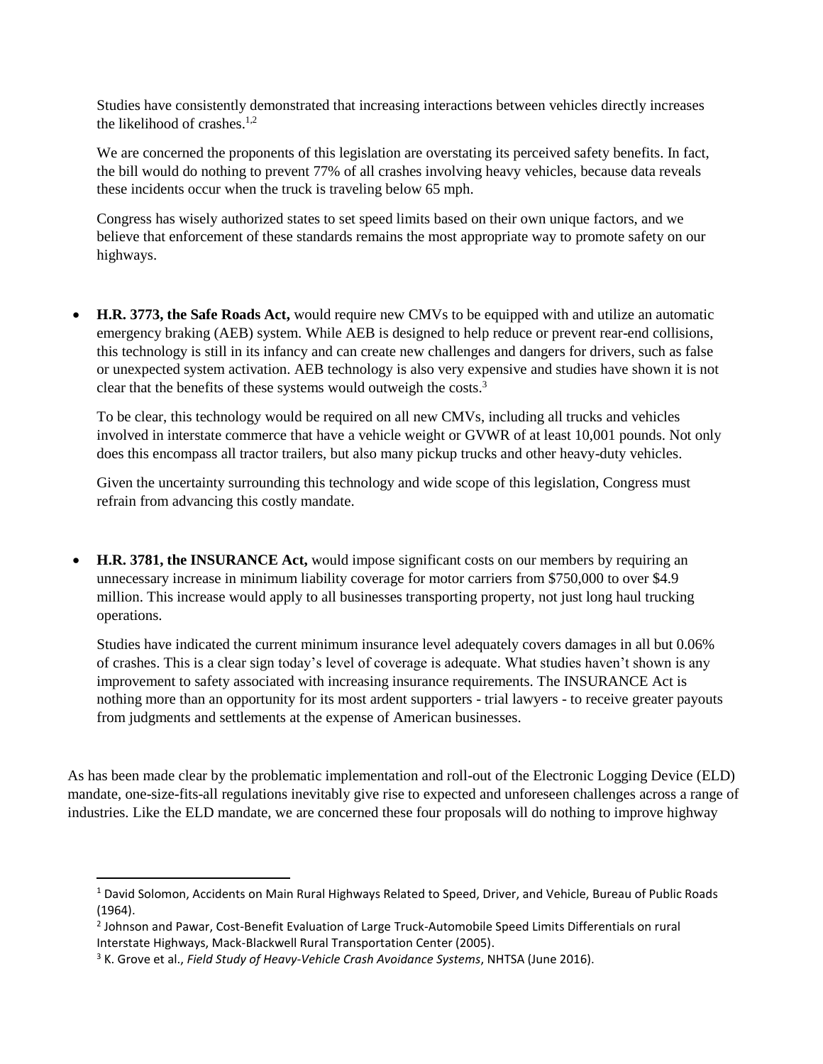Studies have consistently demonstrated that increasing interactions between vehicles directly increases the likelihood of crashes.[1,2]

We are concerned the proponents of this legislation are overstating its perceived safety benefits. In fact, the bill would do nothing to prevent 77% of all crashes involving heavy vehicles, because data reveals these incidents occur when the truck is traveling below 65 mph.

Congress has wisely authorized states to set speed limits based on their own unique factors, and we believe that enforcement of these standards remains the most appropriate way to promote safety on our highways.

- **H.R. 3773, the Safe Roads Act,** would require new CMVs to be equipped with and utilize an automatic emergency braking (AEB) system. While AEB is designed to help reduce or prevent rear-end collisions, this technology is still in its infancy and can create new challenges and dangers for drivers, such as false or unexpected system activation. AEB technology is also very expensive and studies have shown it is not clear that the benefits of these systems would outweigh the costs.[3]

  To be clear, this technology would be required on all new CMVs, including all trucks and vehicles involved in interstate commerce that have a vehicle weight or GVWR of at least 10,001 pounds. Not only does this encompass all tractor trailers, but also many pickup trucks and other heavy-duty vehicles.

  Given the uncertainty surrounding this technology and wide scope of this legislation, Congress must refrain from advancing this costly mandate.

- **H.R. 3781, the INSURANCE Act,** would impose significant costs on our members by requiring an unnecessary increase in minimum liability coverage for motor carriers from $750,000 to over $4.9 million. This increase would apply to all businesses transporting property, not just long haul trucking operations.

  Studies have indicated the current minimum insurance level adequately covers damages in all but 0.06% of crashes. This is a clear sign today's level of coverage is adequate. What studies haven't shown is any improvement to safety associated with increasing insurance requirements. The INSURANCE Act is nothing more than an opportunity for its most ardent supporters - trial lawyers - to receive greater payouts from judgments and settlements at the expense of American businesses.

As has been made clear by the problematic implementation and roll-out of the Electronic Logging Device (ELD) mandate, one-size-fits-all regulations inevitably give rise to expected and unforeseen challenges across a range of industries. Like the ELD mandate, we are concerned these four proposals will do nothing to improve highway

---

[1] David Solomon, Accidents on Main Rural Highways Related to Speed, Driver, and Vehicle, Bureau of Public Roads (1964).

[2] Johnson and Pawar, Cost-Benefit Evaluation of Large Truck-Automobile Speed Limits Differentials on rural Interstate Highways, Mack-Blackwell Rural Transportation Center (2005).

[3] K. Grove et al., *Field Study of Heavy-Vehicle Crash Avoidance Systems*, NHTSA (June 2016).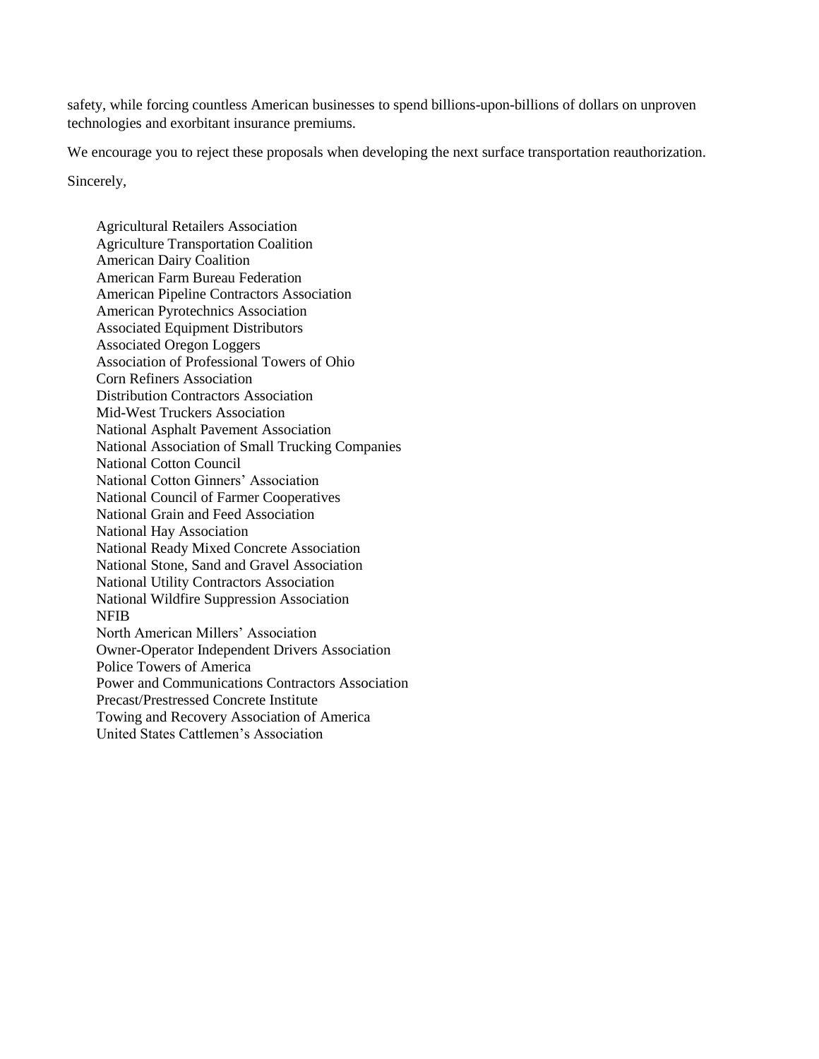safety, while forcing countless American businesses to spend billions-upon-billions of dollars on unproven technologies and exorbitant insurance premiums.

We encourage you to reject these proposals when developing the next surface transportation reauthorization.

Sincerely,

Agricultural Retailers Association
Agriculture Transportation Coalition
American Dairy Coalition
American Farm Bureau Federation
American Pipeline Contractors Association
American Pyrotechnics Association
Associated Equipment Distributors
Associated Oregon Loggers
Association of Professional Towers of Ohio
Corn Refiners Association
Distribution Contractors Association
Mid-West Truckers Association
National Asphalt Pavement Association
National Association of Small Trucking Companies
National Cotton Council
National Cotton Ginners' Association
National Council of Farmer Cooperatives
National Grain and Feed Association
National Hay Association
National Ready Mixed Concrete Association
National Stone, Sand and Gravel Association
National Utility Contractors Association
National Wildfire Suppression Association
NFIB
North American Millers' Association
Owner-Operator Independent Drivers Association
Police Towers of America
Power and Communications Contractors Association
Precast/Prestressed Concrete Institute
Towing and Recovery Association of America
United States Cattlemen's Association